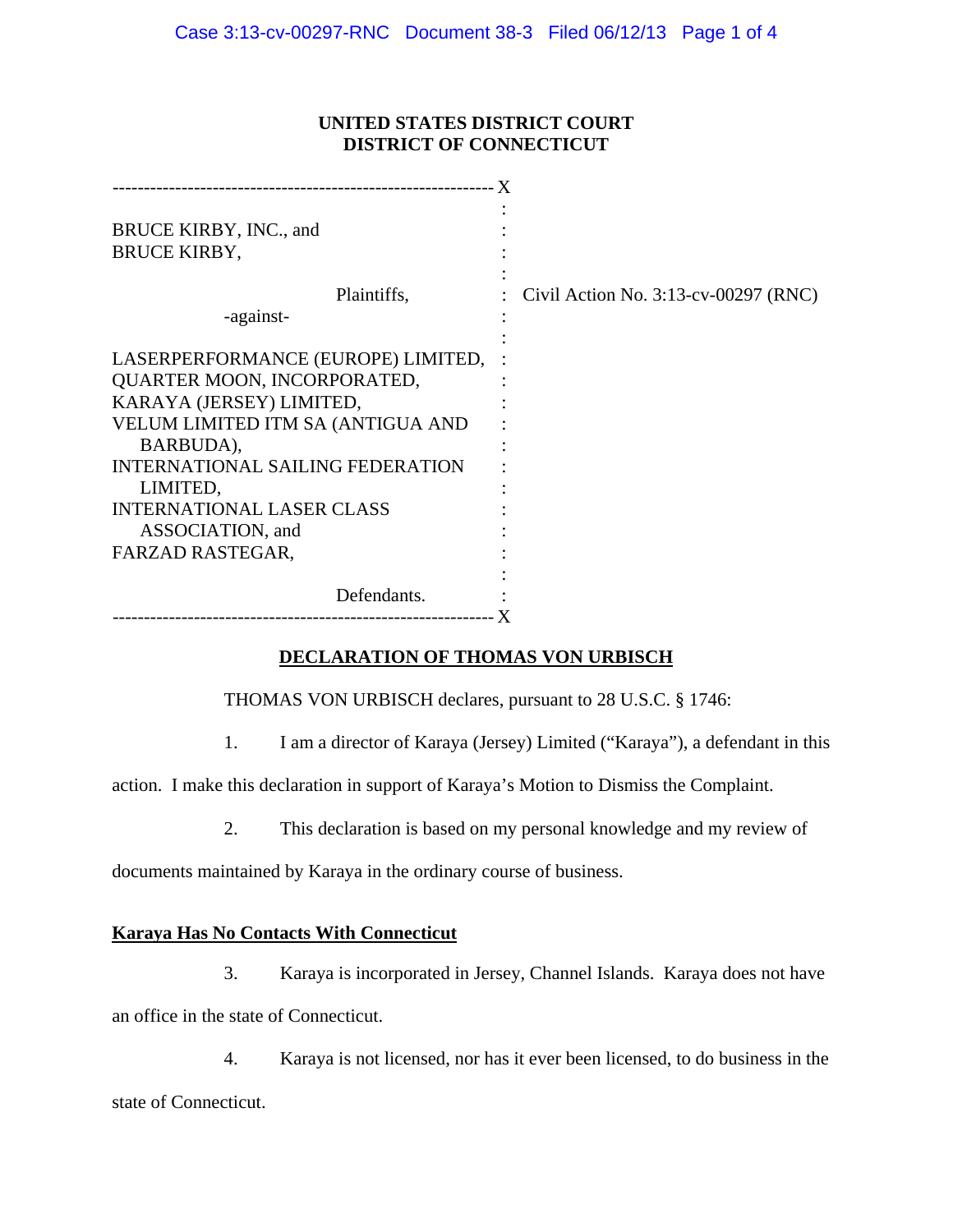**UNITED STATES DISTRICT COURT**
**DISTRICT OF CONNECTICUT**

| | | |
|---|---|---|
| BRUCE KIRBY, INC., and BRUCE KIRBY, | : | |
| Plaintiffs, | : | Civil Action No. 3:13-cv-00297 (RNC) |
| -against- | : | |
| LASERPERFORMANCE (EUROPE) LIMITED, QUARTER MOON, INCORPORATED, KARAYA (JERSEY) LIMITED, VELUM LIMITED ITM SA (ANTIGUA AND BARBUDA), INTERNATIONAL SAILING FEDERATION LIMITED, INTERNATIONAL LASER CLASS ASSOCIATION, and FARZAD RASTEGAR, | : | |
| Defendants. | : | |

**DECLARATION OF THOMAS VON URBISCH**

THOMAS VON URBISCH declares, pursuant to 28 U.S.C. § 1746:

1. I am a director of Karaya (Jersey) Limited ("Karaya"), a defendant in this action. I make this declaration in support of Karaya's Motion to Dismiss the Complaint.

2. This declaration is based on my personal knowledge and my review of documents maintained by Karaya in the ordinary course of business.

**Karaya Has No Contacts With Connecticut**

3. Karaya is incorporated in Jersey, Channel Islands. Karaya does not have an office in the state of Connecticut.

4. Karaya is not licensed, nor has it ever been licensed, to do business in the state of Connecticut.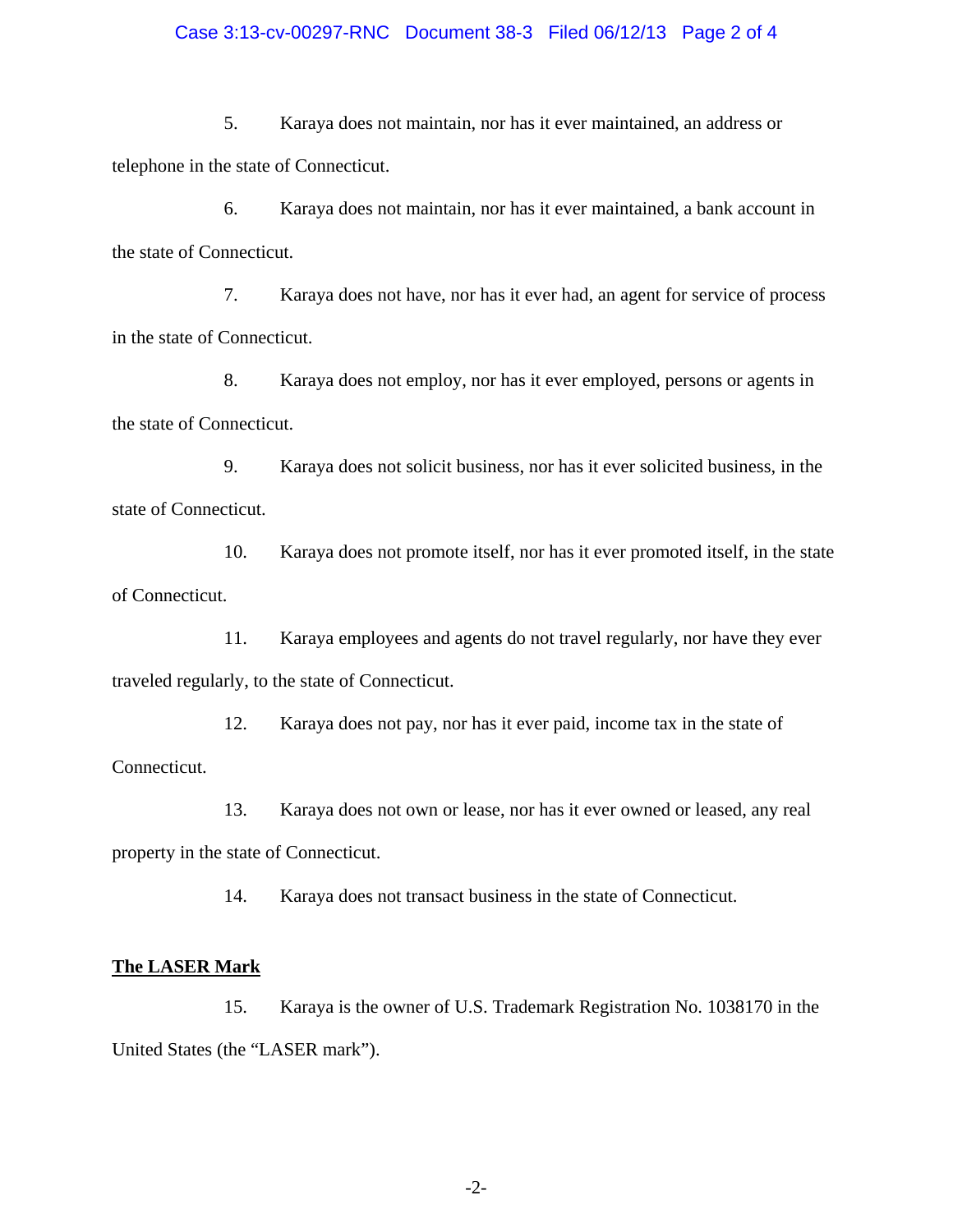5. Karaya does not maintain, nor has it ever maintained, an address or telephone in the state of Connecticut.

6. Karaya does not maintain, nor has it ever maintained, a bank account in the state of Connecticut.

7. Karaya does not have, nor has it ever had, an agent for service of process in the state of Connecticut.

8. Karaya does not employ, nor has it ever employed, persons or agents in the state of Connecticut.

9. Karaya does not solicit business, nor has it ever solicited business, in the state of Connecticut.

10. Karaya does not promote itself, nor has it ever promoted itself, in the state of Connecticut.

11. Karaya employees and agents do not travel regularly, nor have they ever traveled regularly, to the state of Connecticut.

12. Karaya does not pay, nor has it ever paid, income tax in the state of Connecticut.

13. Karaya does not own or lease, nor has it ever owned or leased, any real property in the state of Connecticut.

14. Karaya does not transact business in the state of Connecticut.

**The LASER Mark**

15. Karaya is the owner of U.S. Trademark Registration No. 1038170 in the United States (the "LASER mark").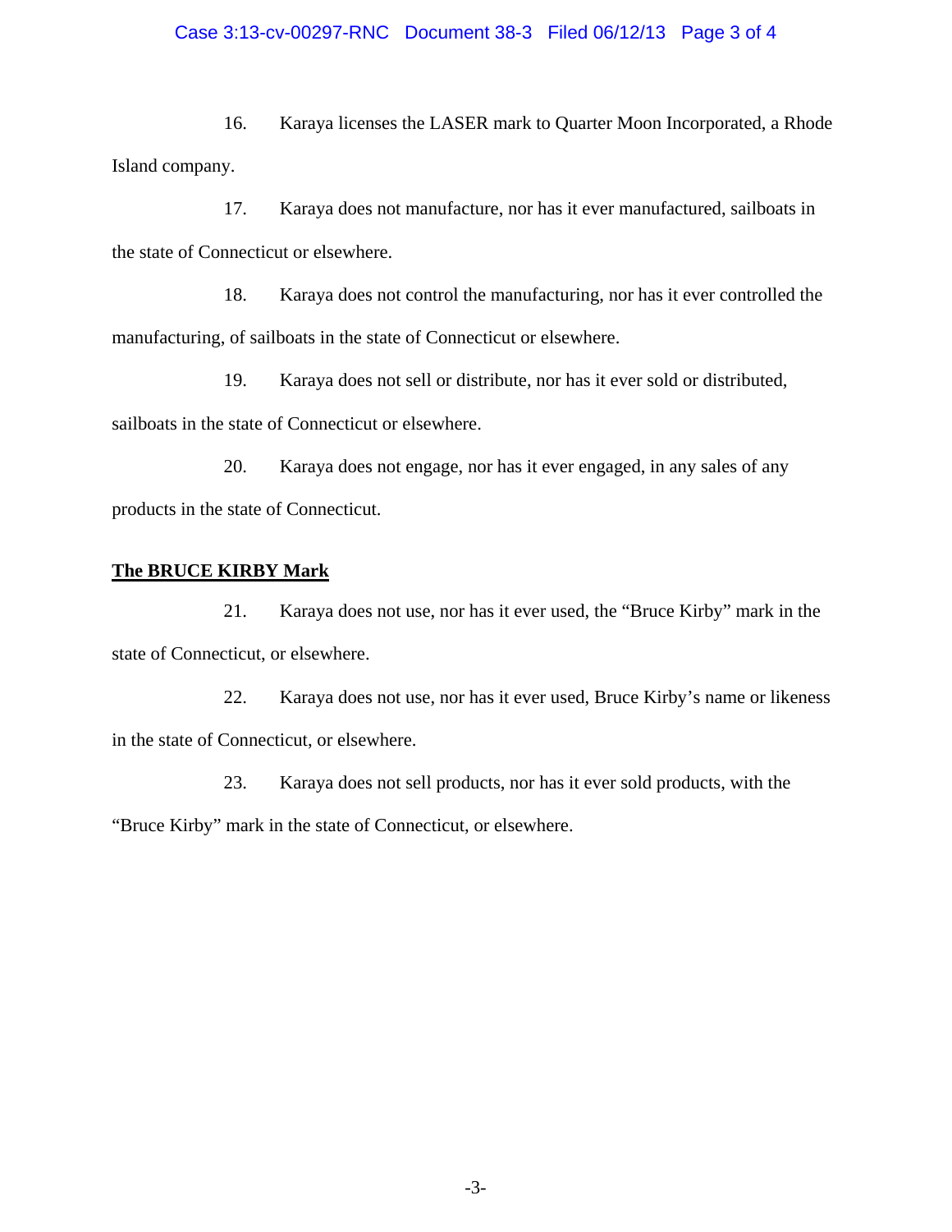16. Karaya licenses the LASER mark to Quarter Moon Incorporated, a Rhode Island company.

17. Karaya does not manufacture, nor has it ever manufactured, sailboats in the state of Connecticut or elsewhere.

18. Karaya does not control the manufacturing, nor has it ever controlled the manufacturing, of sailboats in the state of Connecticut or elsewhere.

19. Karaya does not sell or distribute, nor has it ever sold or distributed, sailboats in the state of Connecticut or elsewhere.

20. Karaya does not engage, nor has it ever engaged, in any sales of any products in the state of Connecticut.

**<u>The BRUCE KIRBY Mark</u>**

21. Karaya does not use, nor has it ever used, the "Bruce Kirby" mark in the state of Connecticut, or elsewhere.

22. Karaya does not use, nor has it ever used, Bruce Kirby's name or likeness in the state of Connecticut, or elsewhere.

23. Karaya does not sell products, nor has it ever sold products, with the "Bruce Kirby" mark in the state of Connecticut, or elsewhere.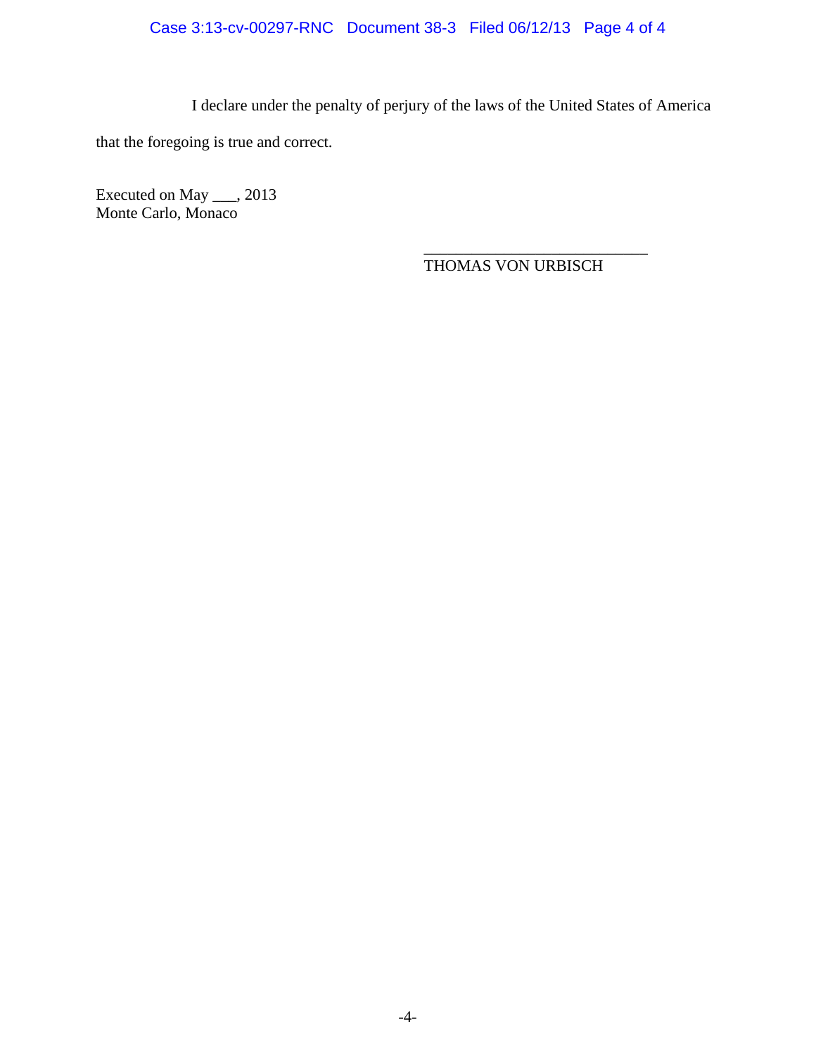I declare under the penalty of perjury of the laws of the United States of America that the foregoing is true and correct.

Executed on May ___, 2013
Monte Carlo, Monaco

____________________________
THOMAS VON URBISCH